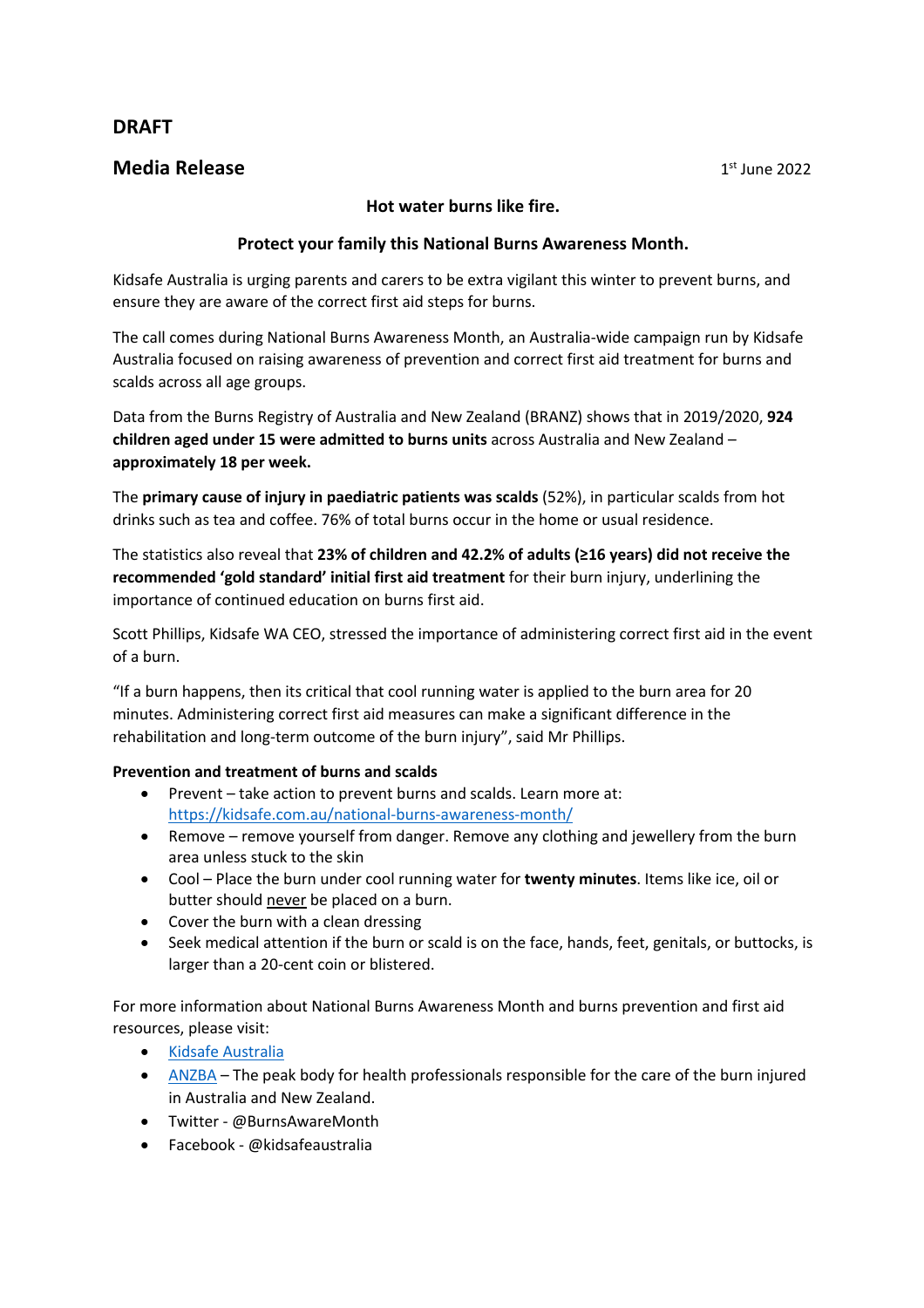**DRAFT**

**Media Release** 1st June 2022

**Hot water burns like fire.**

**Protect your family this National Burns Awareness Month.**

Kidsafe Australia is urging parents and carers to be extra vigilant this winter to prevent burns, and ensure they are aware of the correct first aid steps for burns.

The call comes during National Burns Awareness Month, an Australia-wide campaign run by Kidsafe Australia focused on raising awareness of prevention and correct first aid treatment for burns and scalds across all age groups.

Data from the Burns Registry of Australia and New Zealand (BRANZ) shows that in 2019/2020, **924 children aged under 15 were admitted to burns units** across Australia and New Zealand – **approximately 18 per week.**

The **primary cause of injury in paediatric patients was scalds** (52%), in particular scalds from hot drinks such as tea and coffee. 76% of total burns occur in the home or usual residence.

The statistics also reveal that **23% of children and 42.2% of adults (≥16 years) did not receive the recommended 'gold standard' initial first aid treatment** for their burn injury, underlining the importance of continued education on burns first aid.

Scott Phillips, Kidsafe WA CEO, stressed the importance of administering correct first aid in the event of a burn.

"If a burn happens, then its critical that cool running water is applied to the burn area for 20 minutes. Administering correct first aid measures can make a significant difference in the rehabilitation and long-term outcome of the burn injury", said Mr Phillips.

**Prevention and treatment of burns and scalds**

- Prevent – take action to prevent burns and scalds. Learn more at: https://kidsafe.com.au/national-burns-awareness-month/
- Remove – remove yourself from danger. Remove any clothing and jewellery from the burn area unless stuck to the skin
- Cool – Place the burn under cool running water for **twenty minutes**. Items like ice, oil or butter should never be placed on a burn.
- Cover the burn with a clean dressing
- Seek medical attention if the burn or scald is on the face, hands, feet, genitals, or buttocks, is larger than a 20-cent coin or blistered.

For more information about National Burns Awareness Month and burns prevention and first aid resources, please visit:

- Kidsafe Australia
- ANZBA – The peak body for health professionals responsible for the care of the burn injured in Australia and New Zealand.
- Twitter - @BurnsAwareMonth
- Facebook - @kidsafeaustralia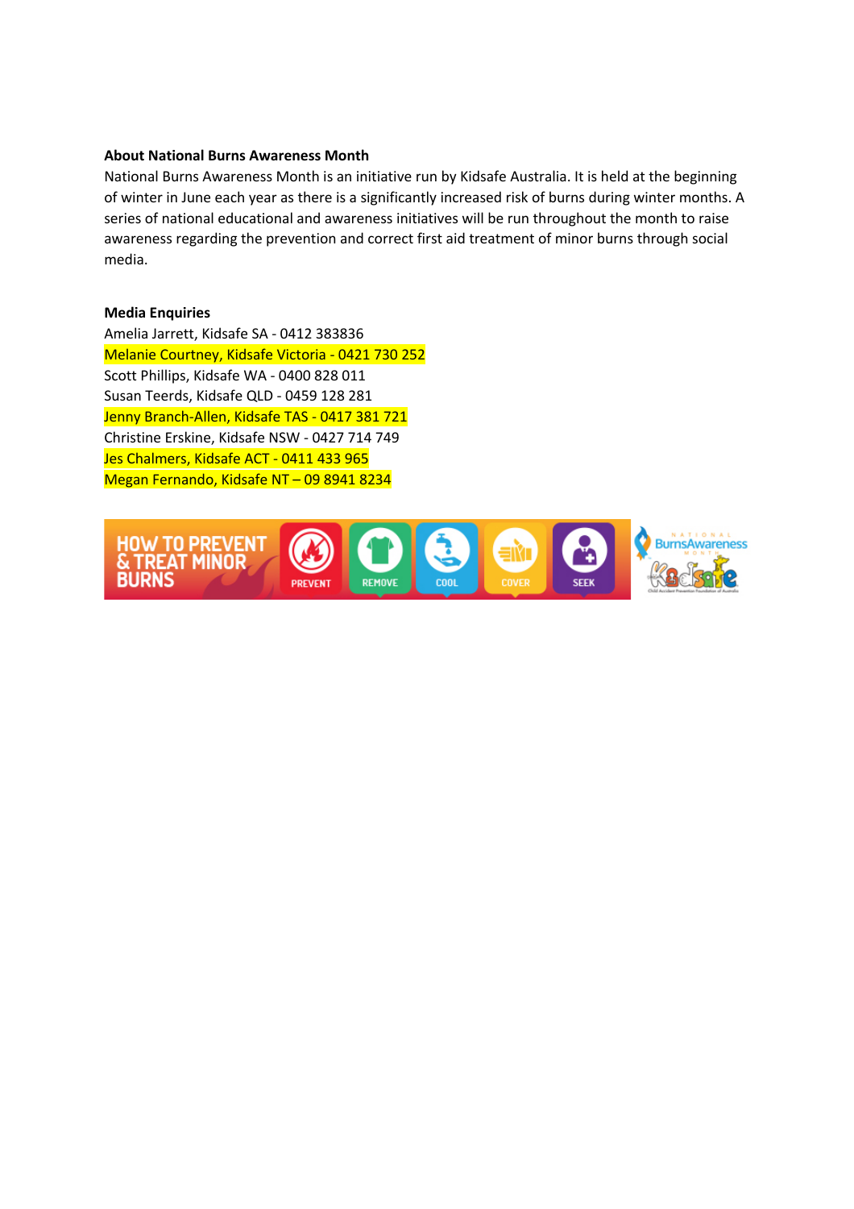**About National Burns Awareness Month**

National Burns Awareness Month is an initiative run by Kidsafe Australia. It is held at the beginning of winter in June each year as there is a significantly increased risk of burns during winter months. A series of national educational and awareness initiatives will be run throughout the month to raise awareness regarding the prevention and correct first aid treatment of minor burns through social media.

**Media Enquiries**

Amelia Jarrett, Kidsafe SA - 0412 383836
Melanie Courtney, Kidsafe Victoria - 0421 730 252
Scott Phillips, Kidsafe WA - 0400 828 011
Susan Teerds, Kidsafe QLD - 0459 128 281
Jenny Branch-Allen, Kidsafe TAS - 0417 381 721
Christine Erskine, Kidsafe NSW - 0427 714 749
Jes Chalmers, Kidsafe ACT - 0411 433 965
Megan Fernando, Kidsafe NT – 09 8941 8234

HOW TO PREVENT & TREAT MINOR BURNS

PREVENT REMOVE COOL COVER SEEK

NATIONAL BurnsAwareness MONTH

Kidsafe